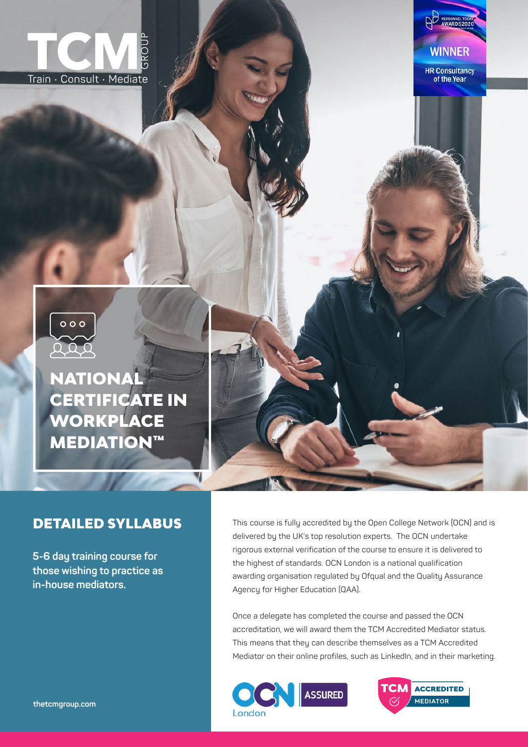TCM GROUP

Train · Consult · Mediate

PERSONNEL TODAY AWARDS 2020

WINNER

HR Consultancy of the Year

# NATIONAL CERTIFICATE IN WORKPLACE MEDIATION™

## DETAILED SYLLABUS

**5-6 day training course for those wishing to practice as in-house mediators.**

This course is fully accredited by the Open College Network (OCN) and is delivered by the UK's top resolution experts. The OCN undertake rigorous external verification of the course to ensure it is delivered to the highest of standards. OCN London is a national qualification awarding organisation regulated by Ofqual and the Quality Assurance Agency for Higher Education (QAA).

Once a delegate has completed the course and passed the OCN accreditation, we will award them the TCM Accredited Mediator status. This means that they can describe themselves as a TCM Accredited Mediator on their online profiles, such as LinkedIn, and in their marketing.

OCN London ASSURED

TCM ACCREDITED MEDIATOR

thetcmgroup.com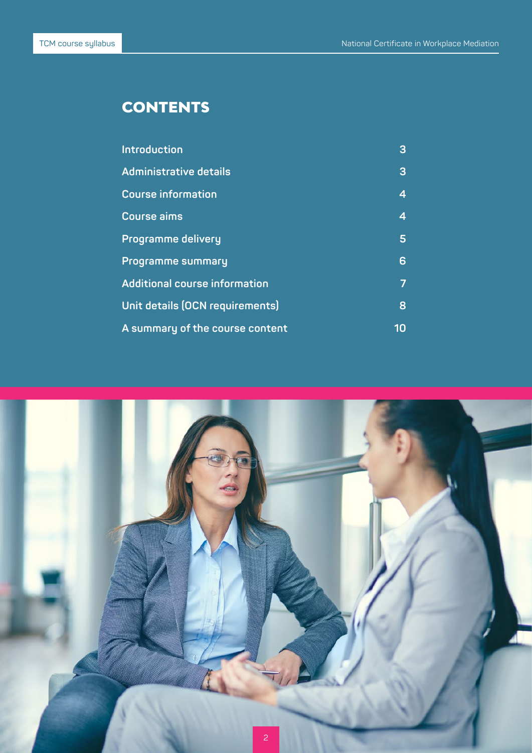# CONTENTS

| | |
|---|---|
| Introduction | 3 |
| Administrative details | 3 |
| Course information | 4 |
| Course aims | 4 |
| Programme delivery | 5 |
| Programme summary | 6 |
| Additional course information | 7 |
| Unit details (OCN requirements) | 8 |
| A summary of the course content | 10 |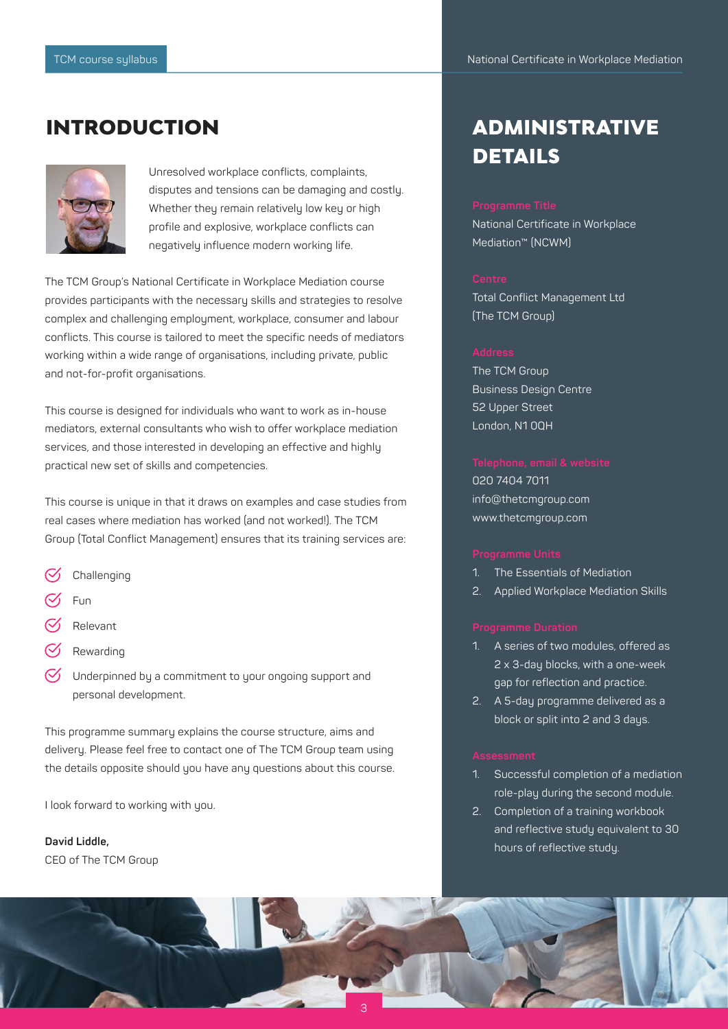# INTRODUCTION

Unresolved workplace conflicts, complaints, disputes and tensions can be damaging and costly. Whether they remain relatively low key or high profile and explosive, workplace conflicts can negatively influence modern working life.

The TCM Group's National Certificate in Workplace Mediation course provides participants with the necessary skills and strategies to resolve complex and challenging employment, workplace, consumer and labour conflicts. This course is tailored to meet the specific needs of mediators working within a wide range of organisations, including private, public and not-for-profit organisations.

This course is designed for individuals who want to work as in-house mediators, external consultants who wish to offer workplace mediation services, and those interested in developing an effective and highly practical new set of skills and competencies.

This course is unique in that it draws on examples and case studies from real cases where mediation has worked (and not worked!). The TCM Group (Total Conflict Management) ensures that its training services are:

- Challenging
- Fun
- Relevant
- Rewarding
- Underpinned by a commitment to your ongoing support and personal development.

This programme summary explains the course structure, aims and delivery. Please feel free to contact one of The TCM Group team using the details opposite should you have any questions about this course.

I look forward to working with you.

**David Liddle,**
CEO of The TCM Group

# ADMINISTRATIVE DETAILS

**Programme Title**
National Certificate in Workplace Mediation™ (NCWM)

**Centre**
Total Conflict Management Ltd (The TCM Group)

**Address**
The TCM Group
Business Design Centre
52 Upper Street
London, N1 0QH

**Telephone, email & website**
020 7404 7011
info@thetcmgroup.com
www.thetcmgroup.com

**Programme Units**

1. The Essentials of Mediation
2. Applied Workplace Mediation Skills

**Programme Duration**

1. A series of two modules, offered as 2 x 3-day blocks, with a one-week gap for reflection and practice.
2. A 5-day programme delivered as a block or split into 2 and 3 days.

**Assessment**

1. Successful completion of a mediation role-play during the second module.
2. Completion of a training workbook and reflective study equivalent to 30 hours of reflective study.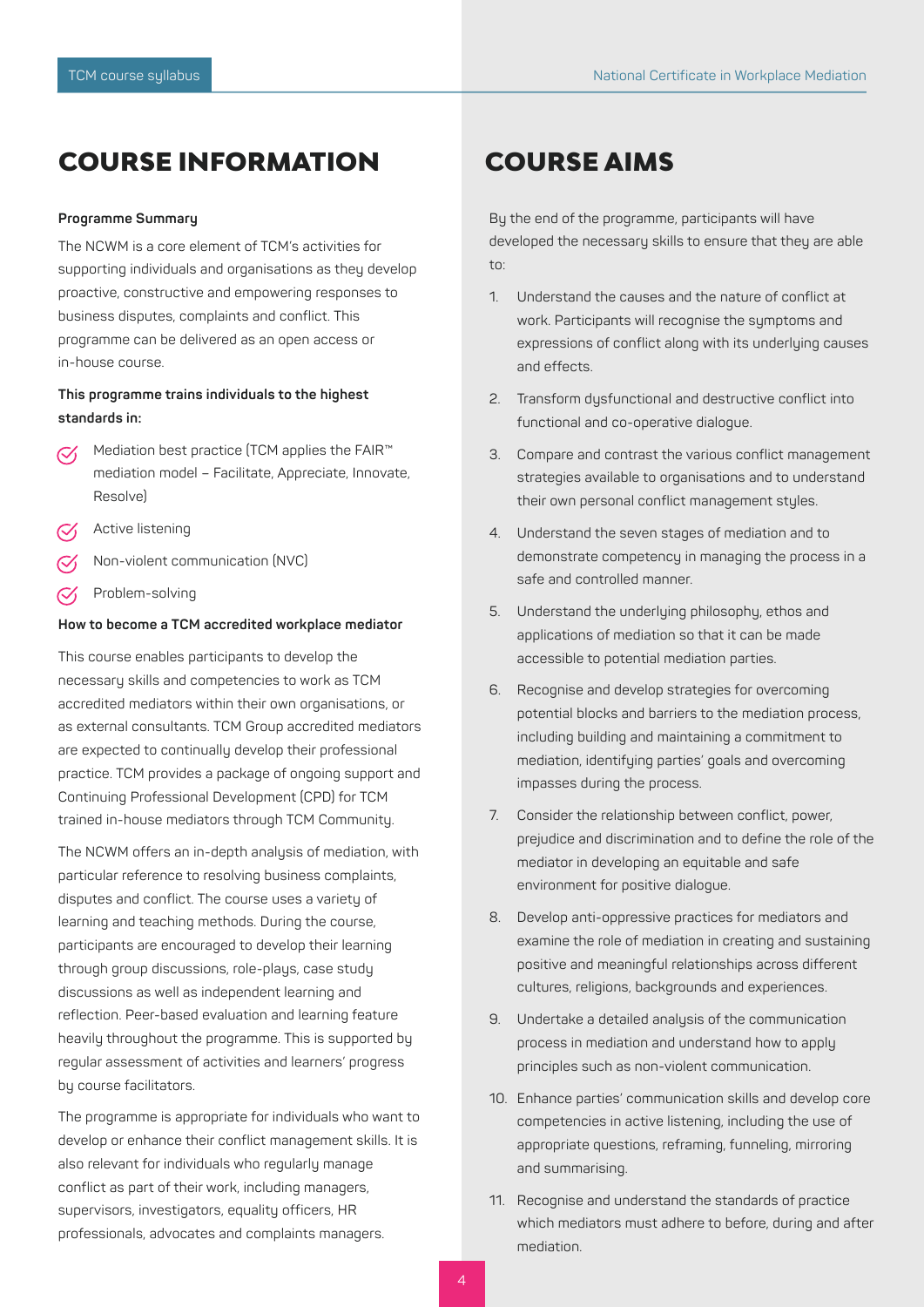# COURSE INFORMATION

**Programme Summary**

The NCWM is a core element of TCM's activities for supporting individuals and organisations as they develop proactive, constructive and empowering responses to business disputes, complaints and conflict. This programme can be delivered as an open access or in-house course.

**This programme trains individuals to the highest standards in:**

- Mediation best practice (TCM applies the FAIR™ mediation model – Facilitate, Appreciate, Innovate, Resolve)
- Active listening
- Non-violent communication (NVC)
- Problem-solving

**How to become a TCM accredited workplace mediator**

This course enables participants to develop the necessary skills and competencies to work as TCM accredited mediators within their own organisations, or as external consultants. TCM Group accredited mediators are expected to continually develop their professional practice. TCM provides a package of ongoing support and Continuing Professional Development (CPD) for TCM trained in-house mediators through TCM Community.

The NCWM offers an in-depth analysis of mediation, with particular reference to resolving business complaints, disputes and conflict. The course uses a variety of learning and teaching methods. During the course, participants are encouraged to develop their learning through group discussions, role-plays, case study discussions as well as independent learning and reflection. Peer-based evaluation and learning feature heavily throughout the programme. This is supported by regular assessment of activities and learners' progress by course facilitators.

The programme is appropriate for individuals who want to develop or enhance their conflict management skills. It is also relevant for individuals who regularly manage conflict as part of their work, including managers, supervisors, investigators, equality officers, HR professionals, advocates and complaints managers.

# COURSE AIMS

By the end of the programme, participants will have developed the necessary skills to ensure that they are able to:

1. Understand the causes and the nature of conflict at work. Participants will recognise the symptoms and expressions of conflict along with its underlying causes and effects.
2. Transform dysfunctional and destructive conflict into functional and co-operative dialogue.
3. Compare and contrast the various conflict management strategies available to organisations and to understand their own personal conflict management styles.
4. Understand the seven stages of mediation and to demonstrate competency in managing the process in a safe and controlled manner.
5. Understand the underlying philosophy, ethos and applications of mediation so that it can be made accessible to potential mediation parties.
6. Recognise and develop strategies for overcoming potential blocks and barriers to the mediation process, including building and maintaining a commitment to mediation, identifying parties' goals and overcoming impasses during the process.
7. Consider the relationship between conflict, power, prejudice and discrimination and to define the role of the mediator in developing an equitable and safe environment for positive dialogue.
8. Develop anti-oppressive practices for mediators and examine the role of mediation in creating and sustaining positive and meaningful relationships across different cultures, religions, backgrounds and experiences.
9. Undertake a detailed analysis of the communication process in mediation and understand how to apply principles such as non-violent communication.
10. Enhance parties' communication skills and develop core competencies in active listening, including the use of appropriate questions, reframing, funneling, mirroring and summarising.
11. Recognise and understand the standards of practice which mediators must adhere to before, during and after mediation.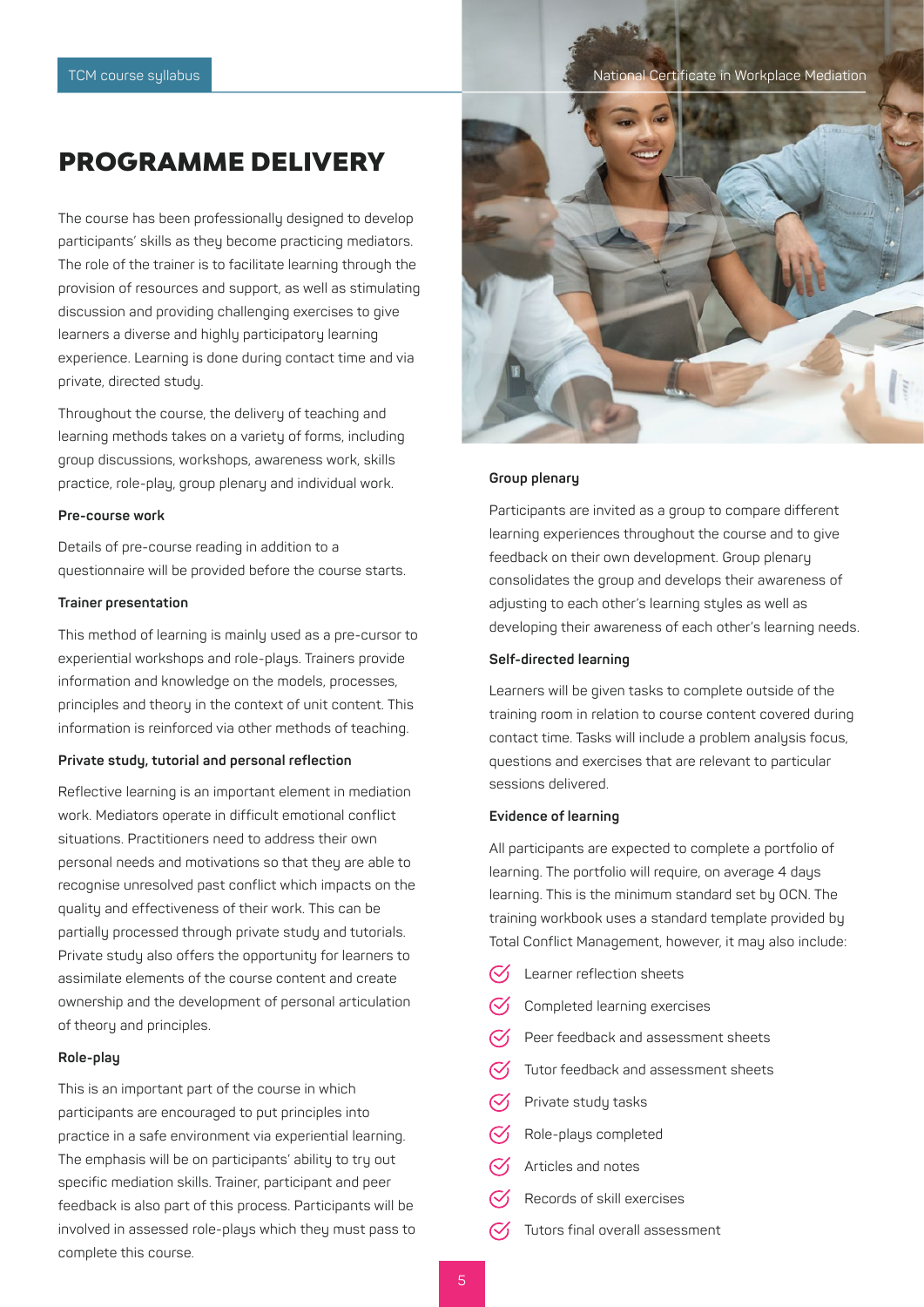# PROGRAMME DELIVERY

The course has been professionally designed to develop participants' skills as they become practicing mediators. The role of the trainer is to facilitate learning through the provision of resources and support, as well as stimulating discussion and providing challenging exercises to give learners a diverse and highly participatory learning experience. Learning is done during contact time and via private, directed study.

Throughout the course, the delivery of teaching and learning methods takes on a variety of forms, including group discussions, workshops, awareness work, skills practice, role-play, group plenary and individual work.

**Pre-course work**

Details of pre-course reading in addition to a questionnaire will be provided before the course starts.

**Trainer presentation**

This method of learning is mainly used as a pre-cursor to experiential workshops and role-plays. Trainers provide information and knowledge on the models, processes, principles and theory in the context of unit content. This information is reinforced via other methods of teaching.

**Private study, tutorial and personal reflection**

Reflective learning is an important element in mediation work. Mediators operate in difficult emotional conflict situations. Practitioners need to address their own personal needs and motivations so that they are able to recognise unresolved past conflict which impacts on the quality and effectiveness of their work. This can be partially processed through private study and tutorials. Private study also offers the opportunity for learners to assimilate elements of the course content and create ownership and the development of personal articulation of theory and principles.

**Role-play**

This is an important part of the course in which participants are encouraged to put principles into practice in a safe environment via experiential learning. The emphasis will be on participants' ability to try out specific mediation skills. Trainer, participant and peer feedback is also part of this process. Participants will be involved in assessed role-plays which they must pass to complete this course.

**Group plenary**

Participants are invited as a group to compare different learning experiences throughout the course and to give feedback on their own development. Group plenary consolidates the group and develops their awareness of adjusting to each other's learning styles as well as developing their awareness of each other's learning needs.

**Self-directed learning**

Learners will be given tasks to complete outside of the training room in relation to course content covered during contact time. Tasks will include a problem analysis focus, questions and exercises that are relevant to particular sessions delivered.

**Evidence of learning**

All participants are expected to complete a portfolio of learning. The portfolio will require, on average 4 days learning. This is the minimum standard set by OCN. The training workbook uses a standard template provided by Total Conflict Management, however, it may also include:

- Learner reflection sheets
- Completed learning exercises
- Peer feedback and assessment sheets
- Tutor feedback and assessment sheets
- Private study tasks
- Role-plays completed
- Articles and notes
- Records of skill exercises
- Tutors final overall assessment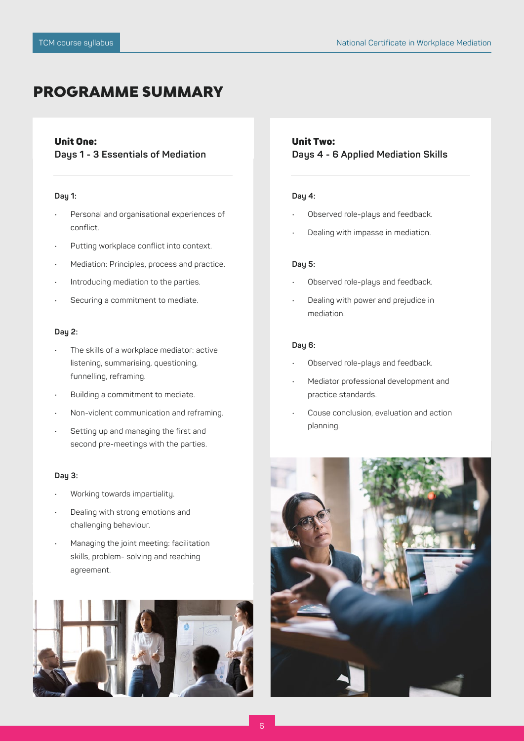# PROGRAMME SUMMARY

## Unit One:
### Days 1 - 3 Essentials of Mediation

**Day 1:**

- Personal and organisational experiences of conflict.
- Putting workplace conflict into context.
- Mediation: Principles, process and practice.
- Introducing mediation to the parties.
- Securing a commitment to mediate.

**Day 2:**

- The skills of a workplace mediator: active listening, summarising, questioning, funnelling, reframing.
- Building a commitment to mediate.
- Non-violent communication and reframing.
- Setting up and managing the first and second pre-meetings with the parties.

**Day 3:**

- Working towards impartiality.
- Dealing with strong emotions and challenging behaviour.
- Managing the joint meeting: facilitation skills, problem- solving and reaching agreement.

## Unit Two:
### Days 4 - 6 Applied Mediation Skills

**Day 4:**

- Observed role-plays and feedback.
- Dealing with impasse in mediation.

**Day 5:**

- Observed role-plays and feedback.
- Dealing with power and prejudice in mediation.

**Day 6:**

- Observed role-plays and feedback.
- Mediator professional development and practice standards.
- Couse conclusion, evaluation and action planning.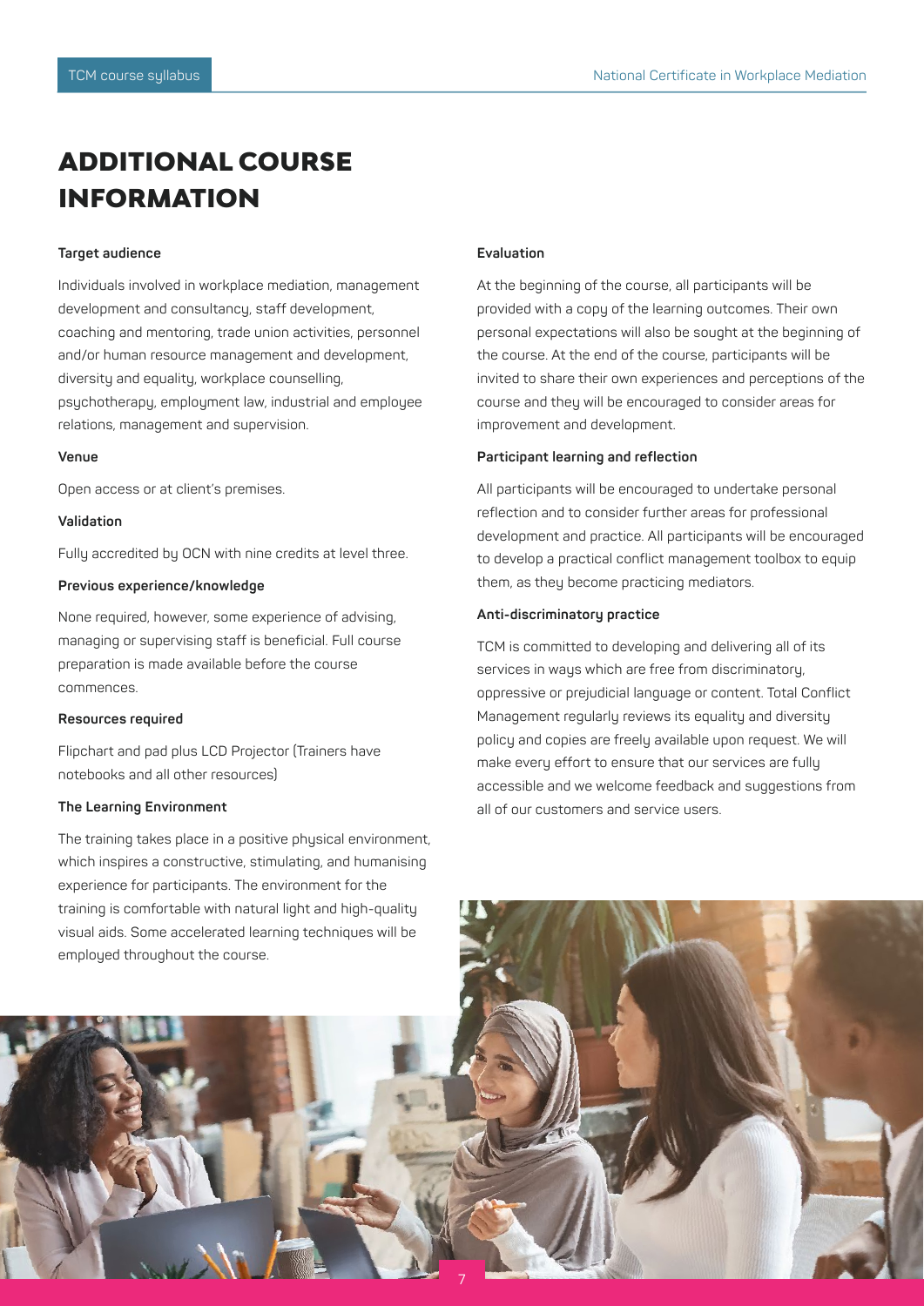# ADDITIONAL COURSE INFORMATION

**Target audience**

Individuals involved in workplace mediation, management development and consultancy, staff development, coaching and mentoring, trade union activities, personnel and/or human resource management and development, diversity and equality, workplace counselling, psychotherapy, employment law, industrial and employee relations, management and supervision.

**Venue**

Open access or at client's premises.

**Validation**

Fully accredited by OCN with nine credits at level three.

**Previous experience/knowledge**

None required, however, some experience of advising, managing or supervising staff is beneficial. Full course preparation is made available before the course commences.

**Resources required**

Flipchart and pad plus LCD Projector (Trainers have notebooks and all other resources)

**The Learning Environment**

The training takes place in a positive physical environment, which inspires a constructive, stimulating, and humanising experience for participants. The environment for the training is comfortable with natural light and high-quality visual aids. Some accelerated learning techniques will be employed throughout the course.

**Evaluation**

At the beginning of the course, all participants will be provided with a copy of the learning outcomes. Their own personal expectations will also be sought at the beginning of the course. At the end of the course, participants will be invited to share their own experiences and perceptions of the course and they will be encouraged to consider areas for improvement and development.

**Participant learning and reflection**

All participants will be encouraged to undertake personal reflection and to consider further areas for professional development and practice. All participants will be encouraged to develop a practical conflict management toolbox to equip them, as they become practicing mediators.

**Anti-discriminatory practice**

TCM is committed to developing and delivering all of its services in ways which are free from discriminatory, oppressive or prejudicial language or content. Total Conflict Management regularly reviews its equality and diversity policy and copies are freely available upon request. We will make every effort to ensure that our services are fully accessible and we welcome feedback and suggestions from all of our customers and service users.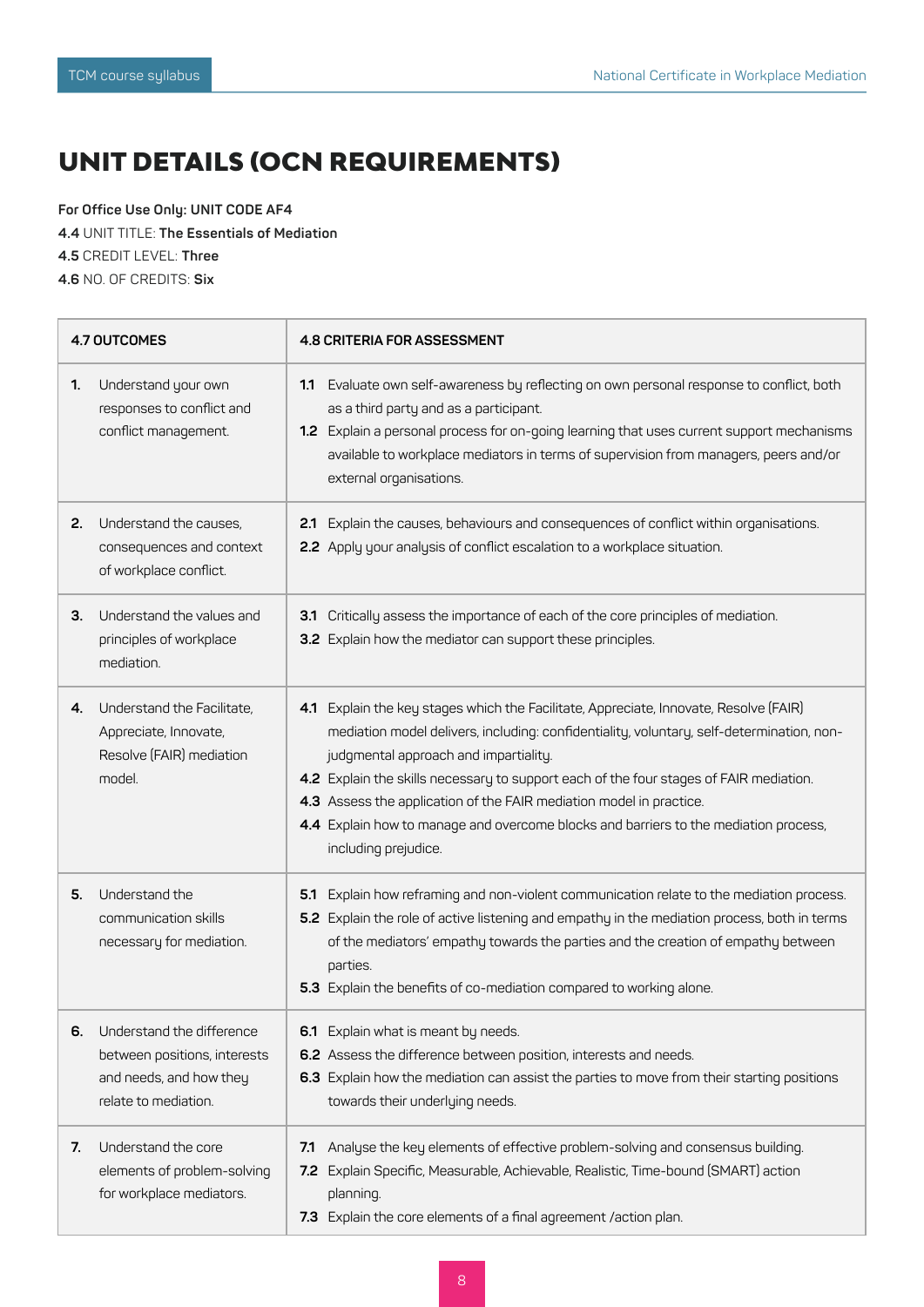# UNIT DETAILS (OCN REQUIREMENTS)

**For Office Use Only: UNIT CODE AF4**
**4.4** UNIT TITLE: **The Essentials of Mediation**
**4.5** CREDIT LEVEL: **Three**
**4.6** NO. OF CREDITS: **Six**

| 4.7 OUTCOMES | 4.8 CRITERIA FOR ASSESSMENT |
|---|---|
| **1.** Understand your own responses to conflict and conflict management. | **1.1** Evaluate own self-awareness by reflecting on own personal response to conflict, both as a third party and as a participant.<br>**1.2** Explain a personal process for on-going learning that uses current support mechanisms available to workplace mediators in terms of supervision from managers, peers and/or external organisations. |
| **2.** Understand the causes, consequences and context of workplace conflict. | **2.1** Explain the causes, behaviours and consequences of conflict within organisations.<br>**2.2** Apply your analysis of conflict escalation to a workplace situation. |
| **3.** Understand the values and principles of workplace mediation. | **3.1** Critically assess the importance of each of the core principles of mediation.<br>**3.2** Explain how the mediator can support these principles. |
| **4.** Understand the Facilitate, Appreciate, Innovate, Resolve (FAIR) mediation model. | **4.1** Explain the key stages which the Facilitate, Appreciate, Innovate, Resolve (FAIR) mediation model delivers, including: confidentiality, voluntary, self-determination, non-judgmental approach and impartiality.<br>**4.2** Explain the skills necessary to support each of the four stages of FAIR mediation.<br>**4.3** Assess the application of the FAIR mediation model in practice.<br>**4.4** Explain how to manage and overcome blocks and barriers to the mediation process, including prejudice. |
| **5.** Understand the communication skills necessary for mediation. | **5.1** Explain how reframing and non-violent communication relate to the mediation process.<br>**5.2** Explain the role of active listening and empathy in the mediation process, both in terms of the mediators' empathy towards the parties and the creation of empathy between parties.<br>**5.3** Explain the benefits of co-mediation compared to working alone. |
| **6.** Understand the difference between positions, interests and needs, and how they relate to mediation. | **6.1** Explain what is meant by needs.<br>**6.2** Assess the difference between position, interests and needs.<br>**6.3** Explain how the mediation can assist the parties to move from their starting positions towards their underlying needs. |
| **7.** Understand the core elements of problem-solving for workplace mediators. | **7.1** Analyse the key elements of effective problem-solving and consensus building.<br>**7.2** Explain Specific, Measurable, Achievable, Realistic, Time-bound (SMART) action planning.<br>**7.3** Explain the core elements of a final agreement /action plan. |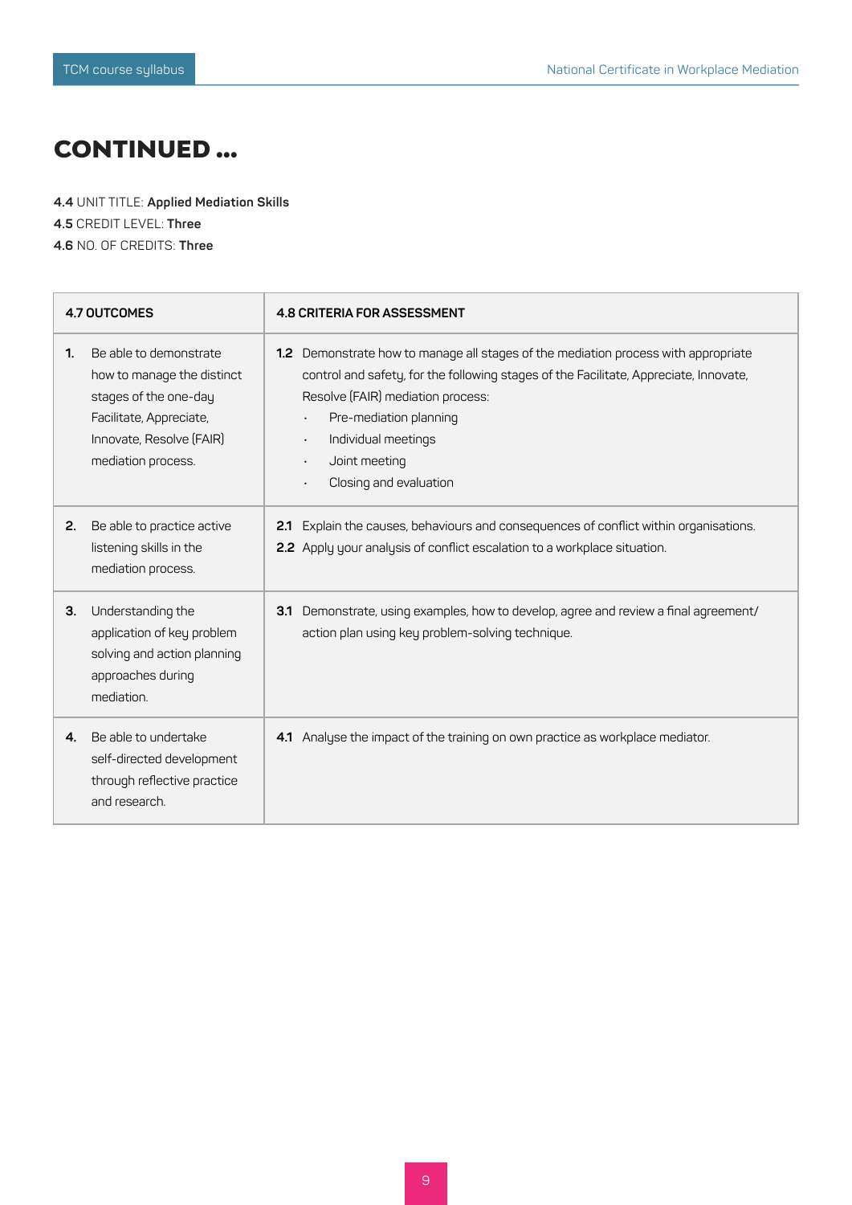# CONTINUED ...

**4.4** UNIT TITLE: **Applied Mediation Skills**
**4.5** CREDIT LEVEL: **Three**
**4.6** NO. OF CREDITS: **Three**

| 4.7 OUTCOMES | 4.8 CRITERIA FOR ASSESSMENT |
|---|---|
| **1.** Be able to demonstrate how to manage the distinct stages of the one-day Facilitate, Appreciate, Innovate, Resolve (FAIR) mediation process. | **1.2** Demonstrate how to manage all stages of the mediation process with appropriate control and safety, for the following stages of the Facilitate, Appreciate, Innovate, Resolve (FAIR) mediation process:<br>• Pre-mediation planning<br>• Individual meetings<br>• Joint meeting<br>• Closing and evaluation |
| **2.** Be able to practice active listening skills in the mediation process. | **2.1** Explain the causes, behaviours and consequences of conflict within organisations.<br>**2.2** Apply your analysis of conflict escalation to a workplace situation. |
| **3.** Understanding the application of key problem solving and action planning approaches during mediation. | **3.1** Demonstrate, using examples, how to develop, agree and review a final agreement/action plan using key problem-solving technique. |
| **4.** Be able to undertake self-directed development through reflective practice and research. | **4.1** Analyse the impact of the training on own practice as workplace mediator. |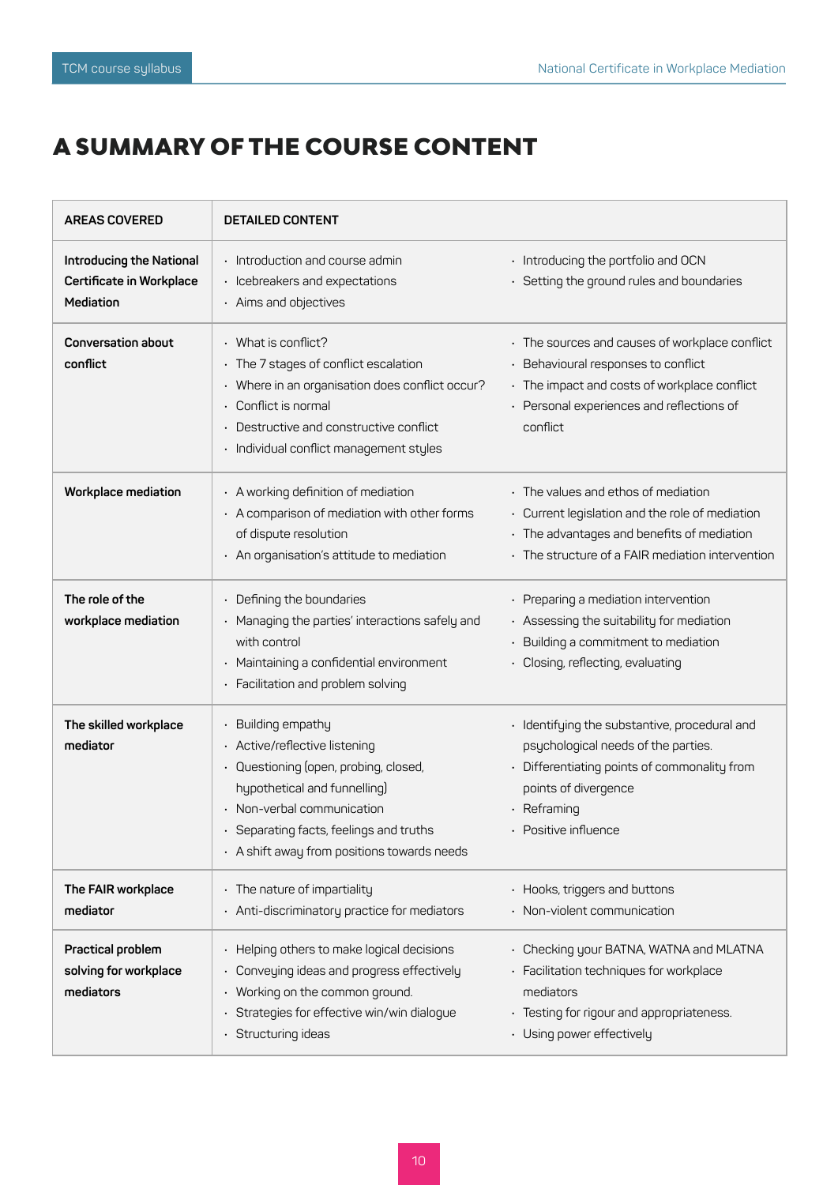# A SUMMARY OF THE COURSE CONTENT

| AREAS COVERED | DETAILED CONTENT |
|---|---|
| **Introducing the National Certificate in Workplace Mediation** | • Introduction and course admin<br>• Icebreakers and expectations<br>• Aims and objectives<br>• Introducing the portfolio and OCN<br>• Setting the ground rules and boundaries |
| **Conversation about conflict** | • What is conflict?<br>• The 7 stages of conflict escalation<br>• Where in an organisation does conflict occur?<br>• Conflict is normal<br>• Destructive and constructive conflict<br>• Individual conflict management styles<br>• The sources and causes of workplace conflict<br>• Behavioural responses to conflict<br>• The impact and costs of workplace conflict<br>• Personal experiences and reflections of conflict |
| **Workplace mediation** | • A working definition of mediation<br>• A comparison of mediation with other forms of dispute resolution<br>• An organisation's attitude to mediation<br>• The values and ethos of mediation<br>• Current legislation and the role of mediation<br>• The advantages and benefits of mediation<br>• The structure of a FAIR mediation intervention |
| **The role of the workplace mediation** | • Defining the boundaries<br>• Managing the parties' interactions safely and with control<br>• Maintaining a confidential environment<br>• Facilitation and problem solving<br>• Preparing a mediation intervention<br>• Assessing the suitability for mediation<br>• Building a commitment to mediation<br>• Closing, reflecting, evaluating |
| **The skilled workplace mediator** | • Building empathy<br>• Active/reflective listening<br>• Questioning (open, probing, closed, hypothetical and funnelling)<br>• Non-verbal communication<br>• Separating facts, feelings and truths<br>• A shift away from positions towards needs<br>• Identifying the substantive, procedural and psychological needs of the parties.<br>• Differentiating points of commonality from points of divergence<br>• Reframing<br>• Positive influence |
| **The FAIR workplace mediator** | • The nature of impartiality<br>• Anti-discriminatory practice for mediators<br>• Hooks, triggers and buttons<br>• Non-violent communication |
| **Practical problem solving for workplace mediators** | • Helping others to make logical decisions<br>• Conveying ideas and progress effectively<br>• Working on the common ground.<br>• Strategies for effective win/win dialogue<br>• Structuring ideas<br>• Checking your BATNA, WATNA and MLATNA<br>• Facilitation techniques for workplace mediators<br>• Testing for rigour and appropriateness.<br>• Using power effectively |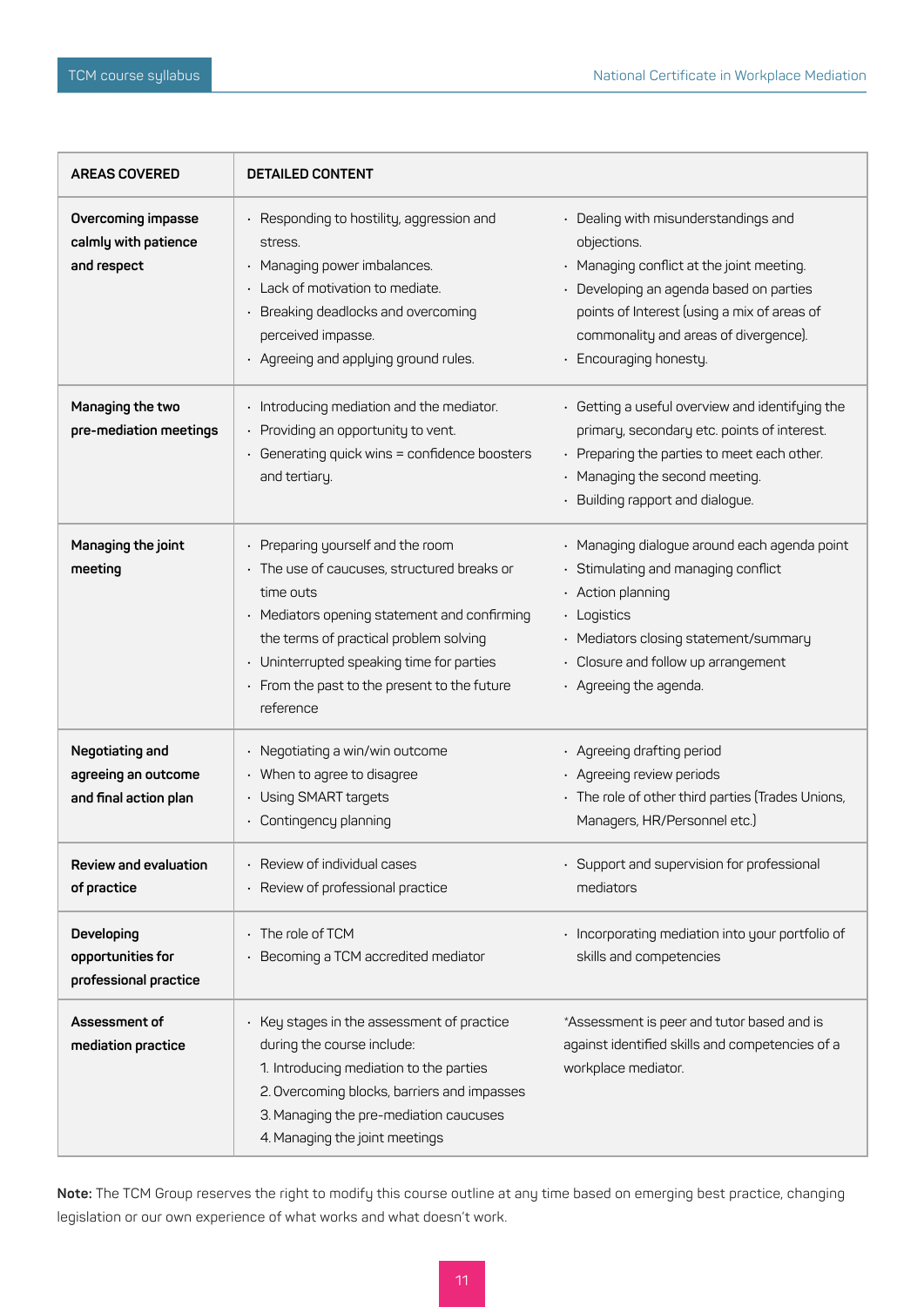| AREAS COVERED | DETAILED CONTENT |
|---|---|
| **Overcoming impasse calmly with patience and respect** | • Responding to hostility, aggression and stress.<br>• Managing power imbalances.<br>• Lack of motivation to mediate.<br>• Breaking deadlocks and overcoming perceived impasse.<br>• Agreeing and applying ground rules.<br>• Dealing with misunderstandings and objections.<br>• Managing conflict at the joint meeting.<br>• Developing an agenda based on parties points of Interest (using a mix of areas of commonality and areas of divergence).<br>• Encouraging honesty. |
| **Managing the two pre-mediation meetings** | • Introducing mediation and the mediator.<br>• Providing an opportunity to vent.<br>• Generating quick wins = confidence boosters and tertiary.<br>• Getting a useful overview and identifying the primary, secondary etc. points of interest.<br>• Preparing the parties to meet each other.<br>• Managing the second meeting.<br>• Building rapport and dialogue. |
| **Managing the joint meeting** | • Preparing yourself and the room<br>• The use of caucuses, structured breaks or time outs<br>• Mediators opening statement and confirming the terms of practical problem solving<br>• Uninterrupted speaking time for parties<br>• From the past to the present to the future reference<br>• Managing dialogue around each agenda point<br>• Stimulating and managing conflict<br>• Action planning<br>• Logistics<br>• Mediators closing statement/summary<br>• Closure and follow up arrangement<br>• Agreeing the agenda. |
| **Negotiating and agreeing an outcome and final action plan** | • Negotiating a win/win outcome<br>• When to agree to disagree<br>• Using SMART targets<br>• Contingency planning<br>• Agreeing drafting period<br>• Agreeing review periods<br>• The role of other third parties (Trades Unions, Managers, HR/Personnel etc.) |
| **Review and evaluation of practice** | • Review of individual cases<br>• Review of professional practice<br>• Support and supervision for professional mediators |
| **Developing opportunities for professional practice** | • The role of TCM<br>• Becoming a TCM accredited mediator<br>• Incorporating mediation into your portfolio of skills and competencies |
| **Assessment of mediation practice** | • Key stages in the assessment of practice during the course include:<br>1. Introducing mediation to the parties<br>2. Overcoming blocks, barriers and impasses<br>3. Managing the pre-mediation caucuses<br>4. Managing the joint meetings<br>*Assessment is peer and tutor based and is against identified skills and competencies of a workplace mediator. |

**Note:** The TCM Group reserves the right to modify this course outline at any time based on emerging best practice, changing legislation or our own experience of what works and what doesn't work.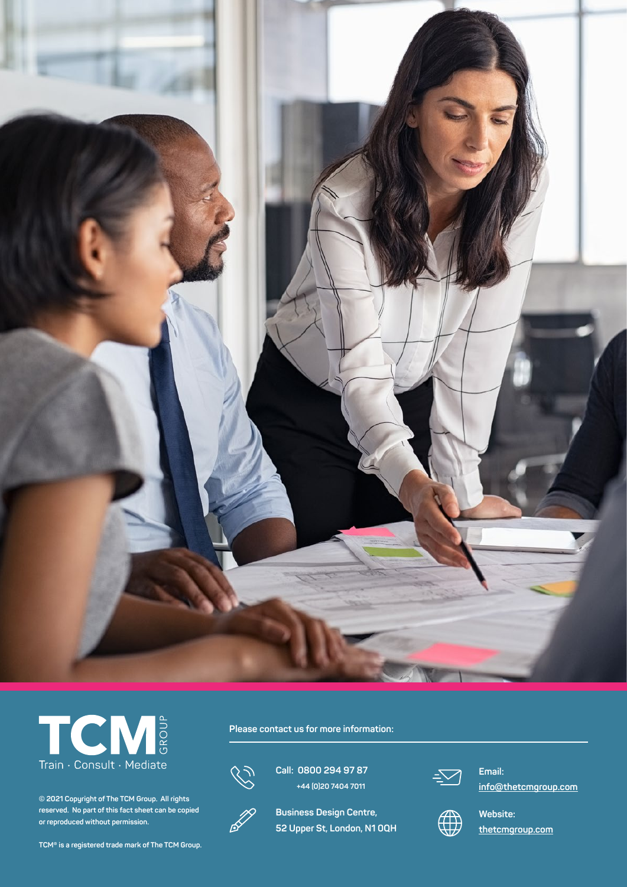TCM GROUP

Train · Consult · Mediate

© 2021 Copyright of The TCM Group. All rights reserved. No part of this fact sheet can be copied or reproduced without permission.

TCM® is a registered trade mark of The TCM Group.

**Please contact us for more information:**

**Call: 0800 294 97 87**
**+44 (0)20 7404 7011**

**Business Design Centre,**
**52 Upper St, London, N1 0QH**

**Email:**
**info@thetcmgroup.com**

**Website:**
**thetcmgroup.com**